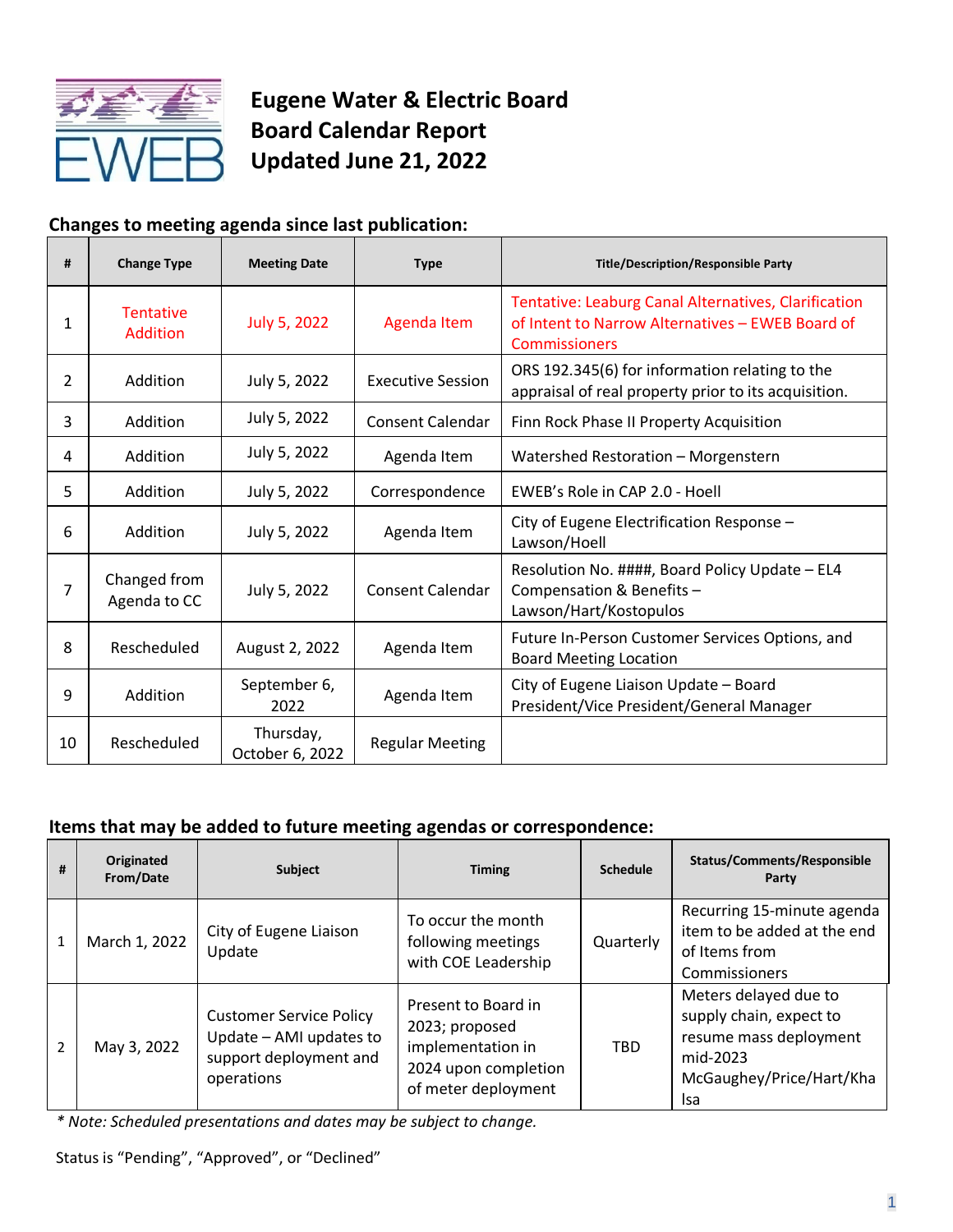# Eugene Water & Electric Board
# Board Calendar Report
# Updated June 21, 2022

## Changes to meeting agenda since last publication:

| # | Change Type | Meeting Date | Type | Title/Description/Responsible Party |
|---|---|---|---|---|
| 1 | Tentative Addition | July 5, 2022 | Agenda Item | Tentative: Leaburg Canal Alternatives, Clarification of Intent to Narrow Alternatives – EWEB Board of Commissioners |
| 2 | Addition | July 5, 2022 | Executive Session | ORS 192.345(6) for information relating to the appraisal of real property prior to its acquisition. |
| 3 | Addition | July 5, 2022 | Consent Calendar | Finn Rock Phase II Property Acquisition |
| 4 | Addition | July 5, 2022 | Agenda Item | Watershed Restoration – Morgenstern |
| 5 | Addition | July 5, 2022 | Correspondence | EWEB's Role in CAP 2.0 - Hoell |
| 6 | Addition | July 5, 2022 | Agenda Item | City of Eugene Electrification Response – Lawson/Hoell |
| 7 | Changed from Agenda to CC | July 5, 2022 | Consent Calendar | Resolution No. ####, Board Policy Update – EL4 Compensation & Benefits – Lawson/Hart/Kostopulos |
| 8 | Rescheduled | August 2, 2022 | Agenda Item | Future In-Person Customer Services Options, and Board Meeting Location |
| 9 | Addition | September 6, 2022 | Agenda Item | City of Eugene Liaison Update – Board President/Vice President/General Manager |
| 10 | Rescheduled | Thursday, October 6, 2022 | Regular Meeting | |

## Items that may be added to future meeting agendas or correspondence:

| # | Originated From/Date | Subject | Timing | Schedule | Status/Comments/Responsible Party |
|---|---|---|---|---|---|
| 1 | March 1, 2022 | City of Eugene Liaison Update | To occur the month following meetings with COE Leadership | Quarterly | Recurring 15-minute agenda item to be added at the end of Items from Commissioners |
| 2 | May 3, 2022 | Customer Service Policy Update – AMI updates to support deployment and operations | Present to Board in 2023; proposed implementation in 2024 upon completion of meter deployment | TBD | Meters delayed due to supply chain, expect to resume mass deployment mid-2023 McGaughey/Price/Hart/Khalsa |

*\* Note: Scheduled presentations and dates may be subject to change.*

Status is "Pending", "Approved", or "Declined"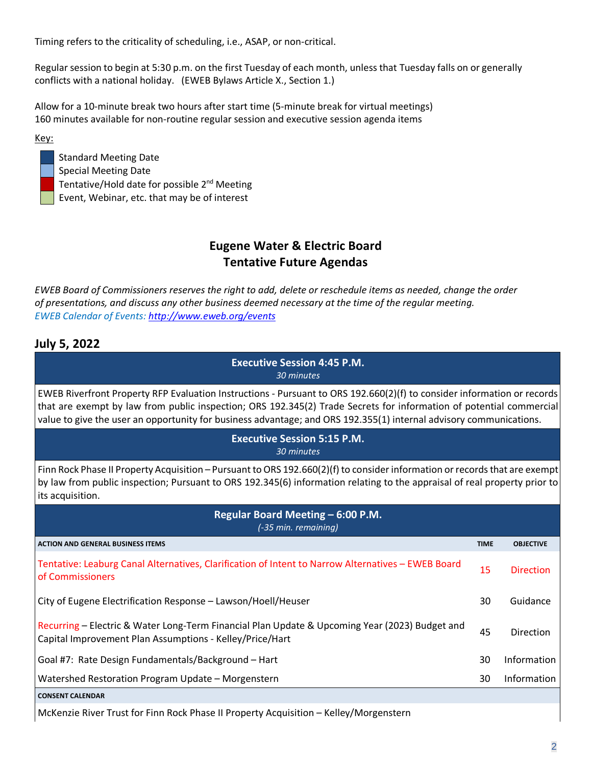Timing refers to the criticality of scheduling, i.e., ASAP, or non-critical.

Regular session to begin at 5:30 p.m. on the first Tuesday of each month, unless that Tuesday falls on or generally conflicts with a national holiday. (EWEB Bylaws Article X., Section 1.)

Allow for a 10-minute break two hours after start time (5-minute break for virtual meetings)
160 minutes available for non-routine regular session and executive session agenda items

Key:

- Standard Meeting Date
- Special Meeting Date
- Tentative/Hold date for possible 2nd Meeting
- Event, Webinar, etc. that may be of interest

## Eugene Water & Electric Board
## Tentative Future Agendas

*EWEB Board of Commissioners reserves the right to add, delete or reschedule items as needed, change the order of presentations, and discuss any other business deemed necessary at the time of the regular meeting.*
*EWEB Calendar of Events: http://www.eweb.org/events*

## July 5, 2022

| Executive Session 4:45 P.M. *30 minutes* | | |
|---|---|---|
| EWEB Riverfront Property RFP Evaluation Instructions - Pursuant to ORS 192.660(2)(f) to consider information or records that are exempt by law from public inspection; ORS 192.345(2) Trade Secrets for information of potential commercial value to give the user an opportunity for business advantage; and ORS 192.355(1) internal advisory communications. | | |
| **Executive Session 5:15 P.M.** *30 minutes* | | |
| Finn Rock Phase II Property Acquisition – Pursuant to ORS 192.660(2)(f) to consider information or records that are exempt by law from public inspection; Pursuant to ORS 192.345(6) information relating to the appraisal of real property prior to its acquisition. | | |
| **Regular Board Meeting – 6:00 P.M.** *(-35 min. remaining)* | | |
| **ACTION AND GENERAL BUSINESS ITEMS** | **TIME** | **OBJECTIVE** |
| Tentative: Leaburg Canal Alternatives, Clarification of Intent to Narrow Alternatives – EWEB Board of Commissioners | 15 | Direction |
| City of Eugene Electrification Response – Lawson/Hoell/Heuser | 30 | Guidance |
| Recurring – Electric & Water Long-Term Financial Plan Update & Upcoming Year (2023) Budget and Capital Improvement Plan Assumptions - Kelley/Price/Hart | 45 | Direction |
| Goal #7: Rate Design Fundamentals/Background – Hart | 30 | Information |
| Watershed Restoration Program Update – Morgenstern | 30 | Information |
| **CONSENT CALENDAR** | | |
| McKenzie River Trust for Finn Rock Phase II Property Acquisition – Kelley/Morgenstern | | |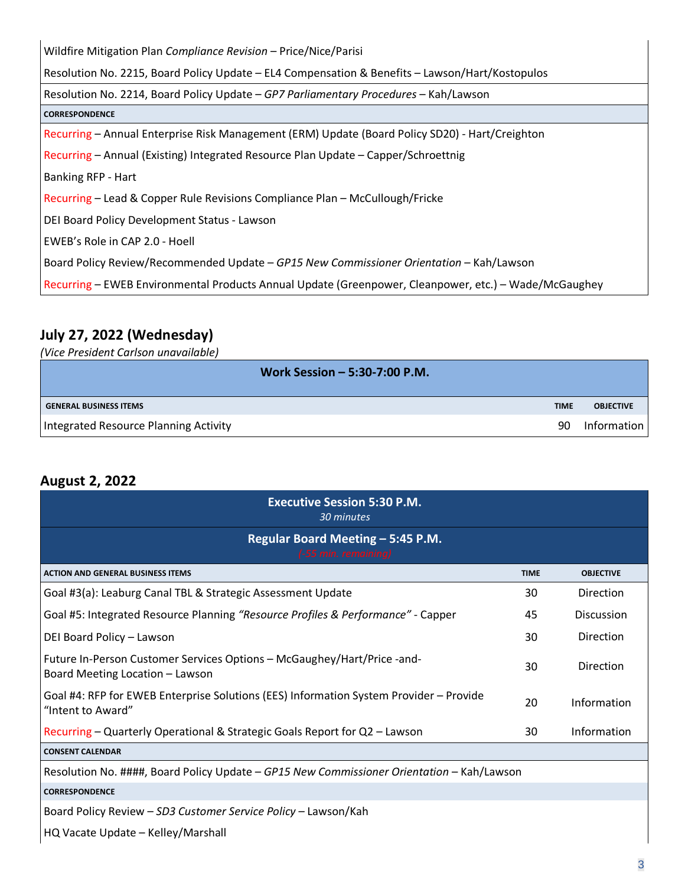| |
|---|
| Wildfire Mitigation Plan *Compliance Revision* – Price/Nice/Parisi |
| Resolution No. 2215, Board Policy Update – EL4 Compensation & Benefits – Lawson/Hart/Kostopulos |
| Resolution No. 2214, Board Policy Update – *GP7 Parliamentary Procedures* – Kah/Lawson |
| **CORRESPONDENCE** |
| Recurring – Annual Enterprise Risk Management (ERM) Update (Board Policy SD20) - Hart/Creighton |
| Recurring – Annual (Existing) Integrated Resource Plan Update – Capper/Schroettnig |
| Banking RFP - Hart |
| Recurring – Lead & Copper Rule Revisions Compliance Plan – McCullough/Fricke |
| DEI Board Policy Development Status - Lawson |
| EWEB's Role in CAP 2.0 - Hoell |
| Board Policy Review/Recommended Update – *GP15 New Commissioner Orientation* – Kah/Lawson |
| Recurring – EWEB Environmental Products Annual Update (Greenpower, Cleanpower, etc.) – Wade/McGaughey |

## July 27, 2022 (Wednesday)

*(Vice President Carlson unavailable)*

| Work Session – 5:30-7:00 P.M. | | |
|---|---|---|
| **GENERAL BUSINESS ITEMS** | **TIME** | **OBJECTIVE** |
| Integrated Resource Planning Activity | 90 | Information |

## August 2, 2022

| Executive Session 5:30 P.M. *30 minutes* | | |
|---|---|---|
| **Regular Board Meeting – 5:45 P.M.** *(-55 min. remaining)* | | |
| **ACTION AND GENERAL BUSINESS ITEMS** | **TIME** | **OBJECTIVE** |
| Goal #3(a): Leaburg Canal TBL & Strategic Assessment Update | 30 | Direction |
| Goal #5: Integrated Resource Planning *"Resource Profiles & Performance"* - Capper | 45 | Discussion |
| DEI Board Policy – Lawson | 30 | Direction |
| Future In-Person Customer Services Options – McGaughey/Hart/Price -and- Board Meeting Location – Lawson | 30 | Direction |
| Goal #4: RFP for EWEB Enterprise Solutions (EES) Information System Provider – Provide "Intent to Award" | 20 | Information |
| Recurring – Quarterly Operational & Strategic Goals Report for Q2 – Lawson | 30 | Information |
| **CONSENT CALENDAR** | | |
| Resolution No. ####, Board Policy Update – *GP15 New Commissioner Orientation* – Kah/Lawson | | |
| **CORRESPONDENCE** | | |
| Board Policy Review – *SD3 Customer Service Policy* – Lawson/Kah | | |
| HQ Vacate Update – Kelley/Marshall | | |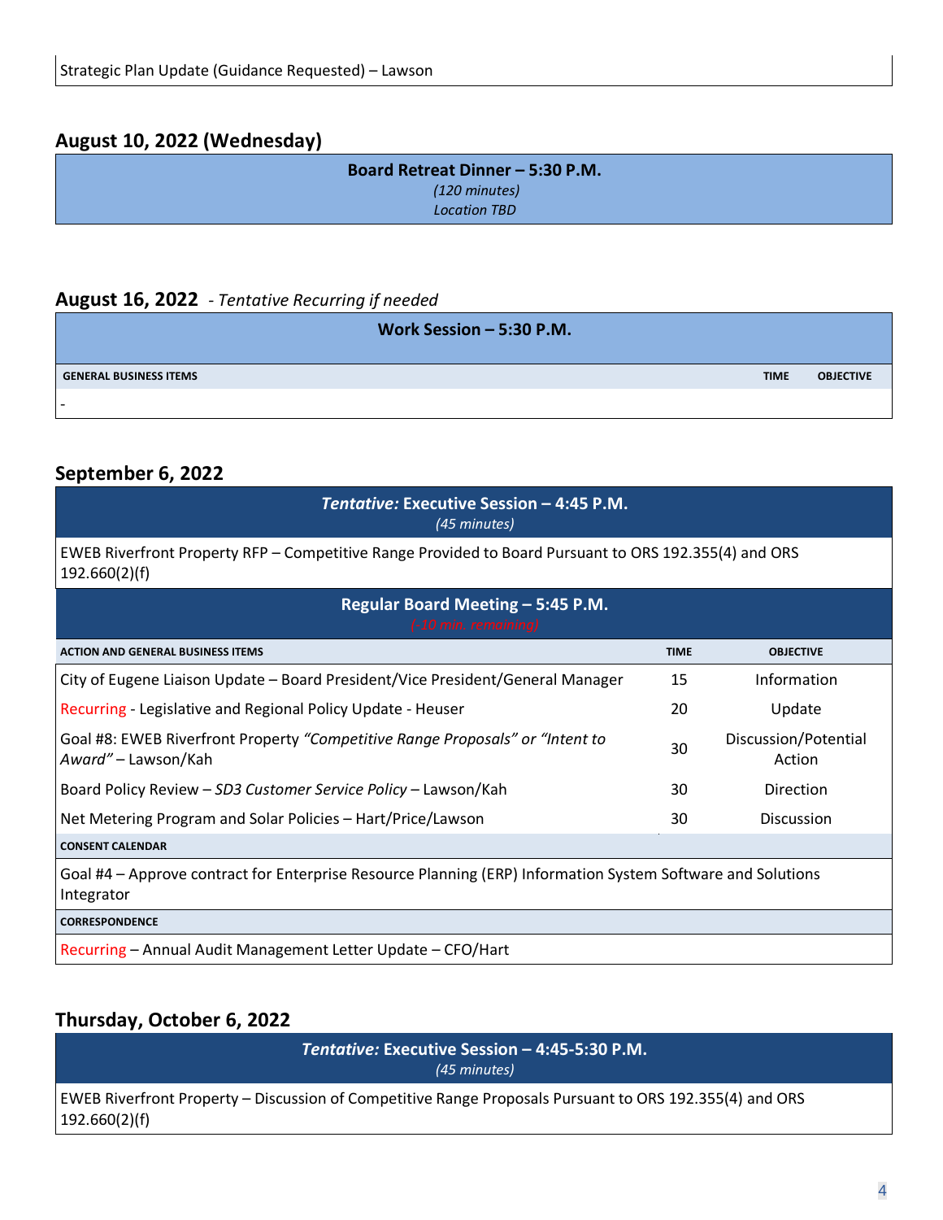Strategic Plan Update (Guidance Requested) – Lawson

### August 10, 2022 (Wednesday)

**Board Retreat Dinner – 5:30 P.M.**
*(120 minutes)*
*Location TBD*

### August 16, 2022 - *Tentative Recurring if needed*

**Work Session – 5:30 P.M.**

| GENERAL BUSINESS ITEMS | TIME | OBJECTIVE |
|---|---|---|
| - | | |

### September 6, 2022

***Tentative:* Executive Session – 4:45 P.M.**
*(45 minutes)*

EWEB Riverfront Property RFP – Competitive Range Provided to Board Pursuant to ORS 192.355(4) and ORS 192.660(2)(f)

**Regular Board Meeting – 5:45 P.M.**
*(-10 min. remaining)*

| ACTION AND GENERAL BUSINESS ITEMS | TIME | OBJECTIVE |
|---|---|---|
| City of Eugene Liaison Update – Board President/Vice President/General Manager | 15 | Information |
| Recurring - Legislative and Regional Policy Update - Heuser | 20 | Update |
| Goal #8: EWEB Riverfront Property *"Competitive Range Proposals" or "Intent to Award"* – Lawson/Kah | 30 | Discussion/Potential Action |
| Board Policy Review – *SD3 Customer Service Policy* – Lawson/Kah | 30 | Direction |
| Net Metering Program and Solar Policies – Hart/Price/Lawson | 30 | Discussion |
| **CONSENT CALENDAR** | | |
| Goal #4 – Approve contract for Enterprise Resource Planning (ERP) Information System Software and Solutions Integrator | | |
| **CORRESPONDENCE** | | |
| Recurring – Annual Audit Management Letter Update – CFO/Hart | | |

### Thursday, October 6, 2022

***Tentative:* Executive Session – 4:45-5:30 P.M.**
*(45 minutes)*

EWEB Riverfront Property – Discussion of Competitive Range Proposals Pursuant to ORS 192.355(4) and ORS 192.660(2)(f)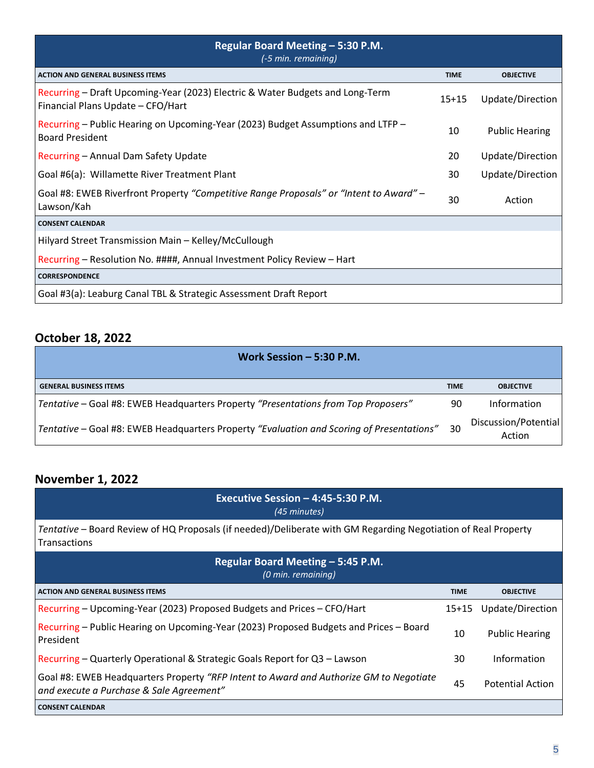| Regular Board Meeting – 5:30 P.M. *(-5 min. remaining)* | | |
|---|---|---|
| **ACTION AND GENERAL BUSINESS ITEMS** | **TIME** | **OBJECTIVE** |
| Recurring – Draft Upcoming-Year (2023) Electric & Water Budgets and Long-Term Financial Plans Update – CFO/Hart | 15+15 | Update/Direction |
| Recurring – Public Hearing on Upcoming-Year (2023) Budget Assumptions and LTFP – Board President | 10 | Public Hearing |
| Recurring – Annual Dam Safety Update | 20 | Update/Direction |
| Goal #6(a): Willamette River Treatment Plant | 30 | Update/Direction |
| Goal #8: EWEB Riverfront Property *"Competitive Range Proposals" or "Intent to Award"* – Lawson/Kah | 30 | Action |
| **CONSENT CALENDAR** | | |
| Hilyard Street Transmission Main – Kelley/McCullough | | |
| Recurring – Resolution No. ####, Annual Investment Policy Review – Hart | | |
| **CORRESPONDENCE** | | |
| Goal #3(a): Leaburg Canal TBL & Strategic Assessment Draft Report | | |

## October 18, 2022

| Work Session – 5:30 P.M. | | |
|---|---|---|
| **GENERAL BUSINESS ITEMS** | **TIME** | **OBJECTIVE** |
| *Tentative* – Goal #8: EWEB Headquarters Property *"Presentations from Top Proposers"* | 90 | Information |
| *Tentative* – Goal #8: EWEB Headquarters Property *"Evaluation and Scoring of Presentations"* | 30 | Discussion/Potential Action |

## November 1, 2022

| Executive Session – 4:45-5:30 P.M. *(45 minutes)* | | |
|---|---|---|
| *Tentative* – Board Review of HQ Proposals (if needed)/Deliberate with GM Regarding Negotiation of Real Property Transactions | | |
| **Regular Board Meeting – 5:45 P.M.** *(0 min. remaining)* | | |
| **ACTION AND GENERAL BUSINESS ITEMS** | **TIME** | **OBJECTIVE** |
| Recurring – Upcoming-Year (2023) Proposed Budgets and Prices – CFO/Hart | 15+15 | Update/Direction |
| Recurring – Public Hearing on Upcoming-Year (2023) Proposed Budgets and Prices – Board President | 10 | Public Hearing |
| Recurring – Quarterly Operational & Strategic Goals Report for Q3 – Lawson | 30 | Information |
| Goal #8: EWEB Headquarters Property *"RFP Intent to Award and Authorize GM to Negotiate and execute a Purchase & Sale Agreement"* | 45 | Potential Action |
| **CONSENT CALENDAR** | | |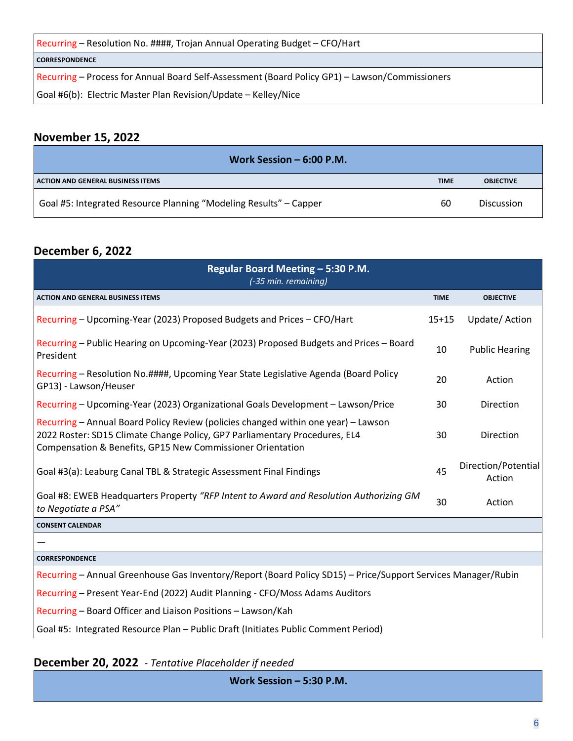| Recurring – Resolution No. ####, Trojan Annual Operating Budget – CFO/Hart |
| --- |
| **CORRESPONDENCE** |
| Recurring – Process for Annual Board Self-Assessment (Board Policy GP1) – Lawson/Commissioners |
| Goal #6(b): Electric Master Plan Revision/Update – Kelley/Nice |

## November 15, 2022

| Work Session – 6:00 P.M. | | |
| --- | --- | --- |
| **ACTION AND GENERAL BUSINESS ITEMS** | **TIME** | **OBJECTIVE** |
| Goal #5: Integrated Resource Planning "Modeling Results" – Capper | 60 | Discussion |

## December 6, 2022

| Regular Board Meeting – 5:30 P.M. *(-35 min. remaining)* | | |
| --- | --- | --- |
| **ACTION AND GENERAL BUSINESS ITEMS** | **TIME** | **OBJECTIVE** |
| Recurring – Upcoming-Year (2023) Proposed Budgets and Prices – CFO/Hart | 15+15 | Update/ Action |
| Recurring – Public Hearing on Upcoming-Year (2023) Proposed Budgets and Prices – Board President | 10 | Public Hearing |
| Recurring – Resolution No.####, Upcoming Year State Legislative Agenda (Board Policy GP13) - Lawson/Heuser | 20 | Action |
| Recurring – Upcoming-Year (2023) Organizational Goals Development – Lawson/Price | 30 | Direction |
| Recurring – Annual Board Policy Review (policies changed within one year) – Lawson 2022 Roster: SD15 Climate Change Policy, GP7 Parliamentary Procedures, EL4 Compensation & Benefits, GP15 New Commissioner Orientation | 30 | Direction |
| Goal #3(a): Leaburg Canal TBL & Strategic Assessment Final Findings | 45 | Direction/Potential Action |
| Goal #8: EWEB Headquarters Property *"RFP Intent to Award and Resolution Authorizing GM to Negotiate a PSA"* | 30 | Action |
| **CONSENT CALENDAR** | | |
| — | | |
| **CORRESPONDENCE** | | |
| Recurring – Annual Greenhouse Gas Inventory/Report (Board Policy SD15) – Price/Support Services Manager/Rubin | | |
| Recurring – Present Year-End (2022) Audit Planning - CFO/Moss Adams Auditors | | |
| Recurring – Board Officer and Liaison Positions – Lawson/Kah | | |
| Goal #5: Integrated Resource Plan – Public Draft (Initiates Public Comment Period) | | |

## December 20, 2022 *- Tentative Placeholder if needed*

| Work Session – 5:30 P.M. |
| --- |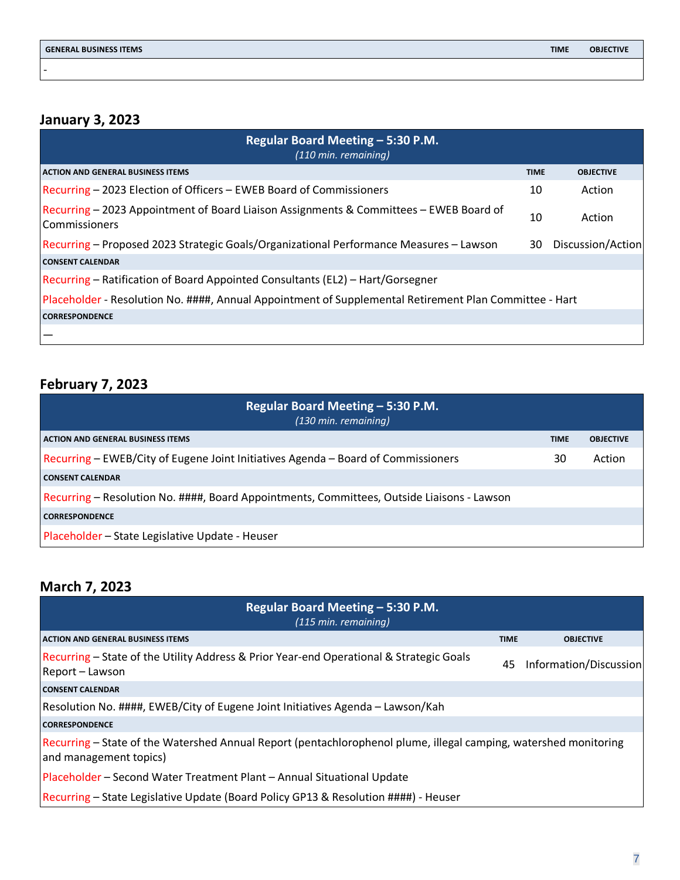| GENERAL BUSINESS ITEMS | TIME | OBJECTIVE |
| --- | --- | --- |
| - | | |

### January 3, 2023

| Regular Board Meeting – 5:30 P.M. *(110 min. remaining)* | | |
| --- | --- | --- |
| **ACTION AND GENERAL BUSINESS ITEMS** | **TIME** | **OBJECTIVE** |
| Recurring – 2023 Election of Officers – EWEB Board of Commissioners | 10 | Action |
| Recurring – 2023 Appointment of Board Liaison Assignments & Committees – EWEB Board of Commissioners | 10 | Action |
| Recurring – Proposed 2023 Strategic Goals/Organizational Performance Measures – Lawson | 30 | Discussion/Action |
| **CONSENT CALENDAR** | | |
| Recurring – Ratification of Board Appointed Consultants (EL2) – Hart/Gorsegner | | |
| Placeholder - Resolution No. ####, Annual Appointment of Supplemental Retirement Plan Committee - Hart | | |
| **CORRESPONDENCE** | | |
| — | | |

### February 7, 2023

| Regular Board Meeting – 5:30 P.M. *(130 min. remaining)* | | |
| --- | --- | --- |
| **ACTION AND GENERAL BUSINESS ITEMS** | **TIME** | **OBJECTIVE** |
| Recurring – EWEB/City of Eugene Joint Initiatives Agenda – Board of Commissioners | 30 | Action |
| **CONSENT CALENDAR** | | |
| Recurring – Resolution No. ####, Board Appointments, Committees, Outside Liaisons - Lawson | | |
| **CORRESPONDENCE** | | |
| Placeholder – State Legislative Update - Heuser | | |

### March 7, 2023

| Regular Board Meeting – 5:30 P.M. *(115 min. remaining)* | | |
| --- | --- | --- |
| **ACTION AND GENERAL BUSINESS ITEMS** | **TIME** | **OBJECTIVE** |
| Recurring – State of the Utility Address & Prior Year-end Operational & Strategic Goals Report – Lawson | 45 | Information/Discussion |
| **CONSENT CALENDAR** | | |
| Resolution No. ####, EWEB/City of Eugene Joint Initiatives Agenda – Lawson/Kah | | |
| **CORRESPONDENCE** | | |
| Recurring – State of the Watershed Annual Report (pentachlorophenol plume, illegal camping, watershed monitoring and management topics) | | |
| Placeholder – Second Water Treatment Plant – Annual Situational Update | | |
| Recurring – State Legislative Update (Board Policy GP13 & Resolution ####) - Heuser | | |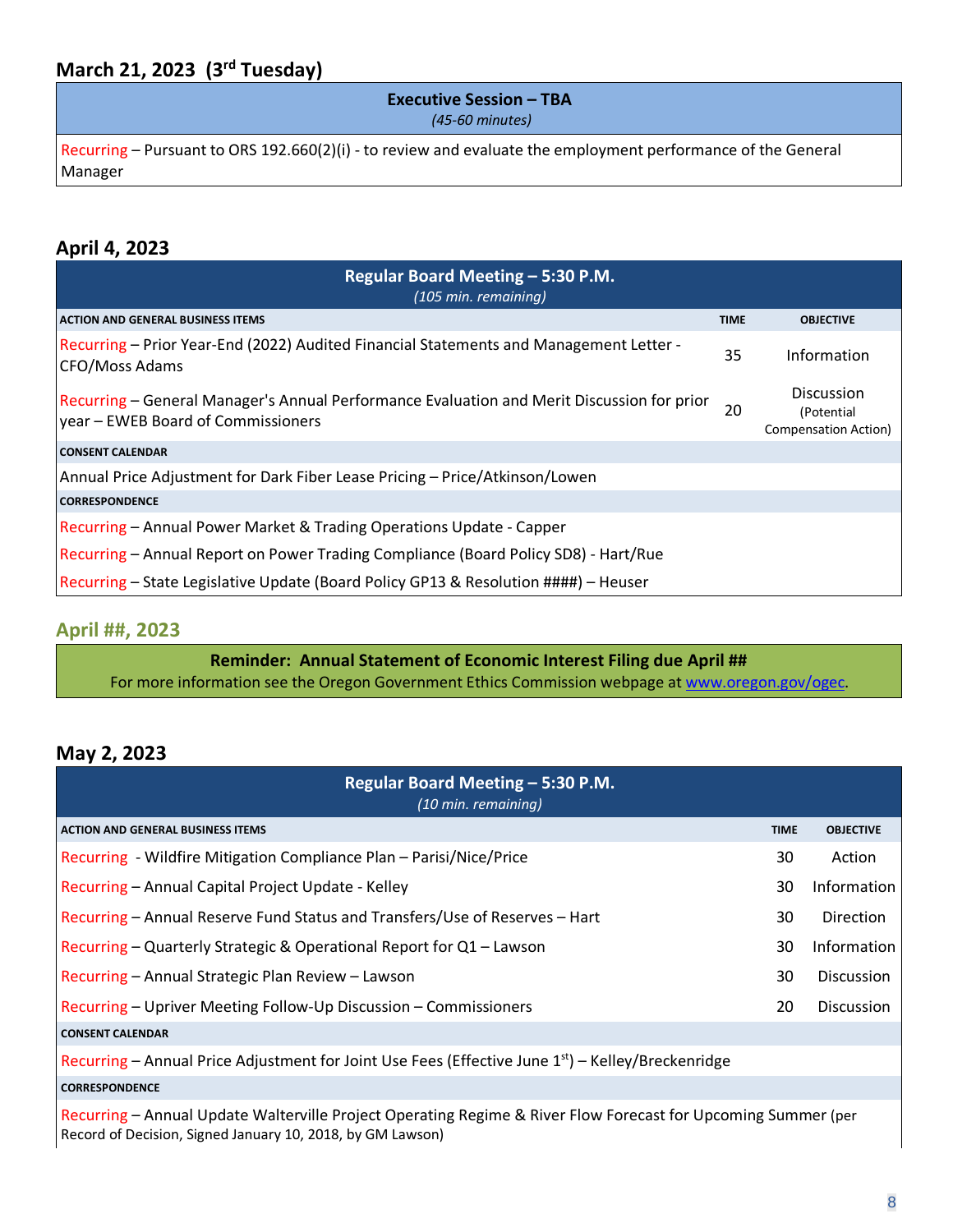## March 21, 2023 (3rd Tuesday)

| Executive Session – TBA *(45-60 minutes)* |
|---|
| Recurring – Pursuant to ORS 192.660(2)(i) - to review and evaluate the employment performance of the General Manager |

## April 4, 2023

| Regular Board Meeting – 5:30 P.M. *(105 min. remaining)* | | |
|---|---|---|
| **ACTION AND GENERAL BUSINESS ITEMS** | **TIME** | **OBJECTIVE** |
| Recurring – Prior Year-End (2022) Audited Financial Statements and Management Letter - CFO/Moss Adams | 35 | Information |
| Recurring – General Manager's Annual Performance Evaluation and Merit Discussion for prior year – EWEB Board of Commissioners | 20 | Discussion (Potential Compensation Action) |
| **CONSENT CALENDAR** | | |
| Annual Price Adjustment for Dark Fiber Lease Pricing – Price/Atkinson/Lowen | | |
| **CORRESPONDENCE** | | |
| Recurring – Annual Power Market & Trading Operations Update - Capper | | |
| Recurring – Annual Report on Power Trading Compliance (Board Policy SD8) - Hart/Rue | | |
| Recurring – State Legislative Update (Board Policy GP13 & Resolution ####) – Heuser | | |

## April ##, 2023

| Reminder: Annual Statement of Economic Interest Filing due April ## |
|---|
| For more information see the Oregon Government Ethics Commission webpage at www.oregon.gov/ogec. |

## May 2, 2023

| Regular Board Meeting – 5:30 P.M. *(10 min. remaining)* | | |
|---|---|---|
| **ACTION AND GENERAL BUSINESS ITEMS** | **TIME** | **OBJECTIVE** |
| Recurring - Wildfire Mitigation Compliance Plan – Parisi/Nice/Price | 30 | Action |
| Recurring – Annual Capital Project Update - Kelley | 30 | Information |
| Recurring – Annual Reserve Fund Status and Transfers/Use of Reserves – Hart | 30 | Direction |
| Recurring – Quarterly Strategic & Operational Report for Q1 – Lawson | 30 | Information |
| Recurring – Annual Strategic Plan Review – Lawson | 30 | Discussion |
| Recurring – Upriver Meeting Follow-Up Discussion – Commissioners | 20 | Discussion |
| **CONSENT CALENDAR** | | |
| Recurring – Annual Price Adjustment for Joint Use Fees (Effective June 1st) – Kelley/Breckenridge | | |
| **CORRESPONDENCE** | | |
| Recurring – Annual Update Walterville Project Operating Regime & River Flow Forecast for Upcoming Summer (per Record of Decision, Signed January 10, 2018, by GM Lawson) | | |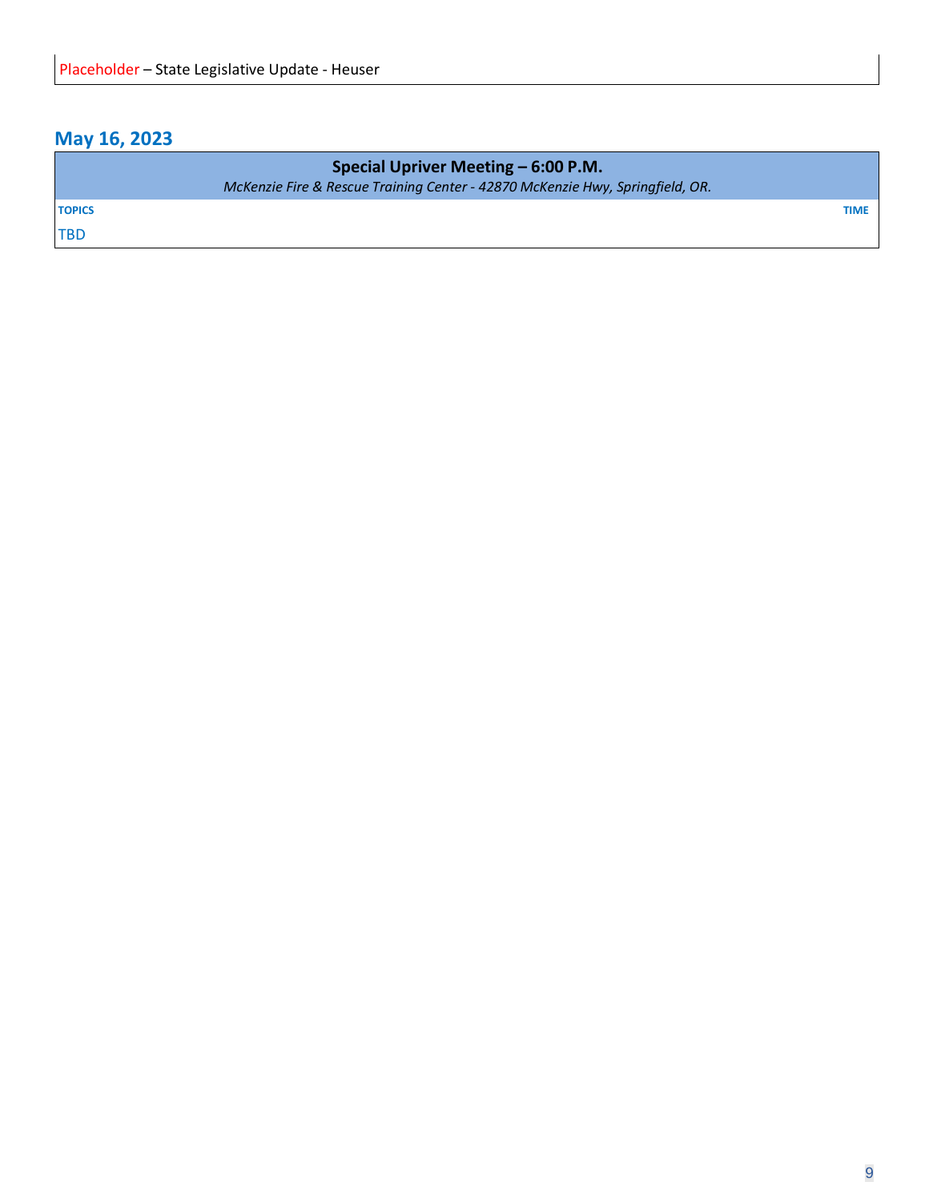Placeholder – State Legislative Update - Heuser

## May 16, 2023

| **Special Upriver Meeting – 6:00 P.M.**<br>*McKenzie Fire & Rescue Training Center - 42870 McKenzie Hwy, Springfield, OR.* | |
|---|---|
| **TOPICS** | **TIME** |
| TBD | |